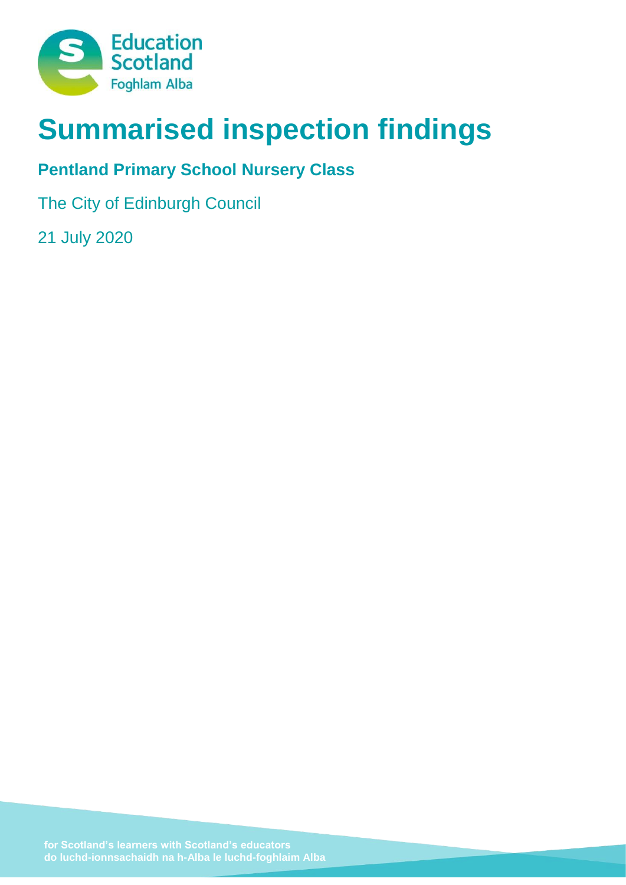Education Scotland
Foghlam Alba

# Summarised inspection findings

## Pentland Primary School Nursery Class

The City of Edinburgh Council

21 July 2020

for Scotland's learners with Scotland's educators
do luchd-ionnsachaidh na h-Alba le luchd-foghlaim Alba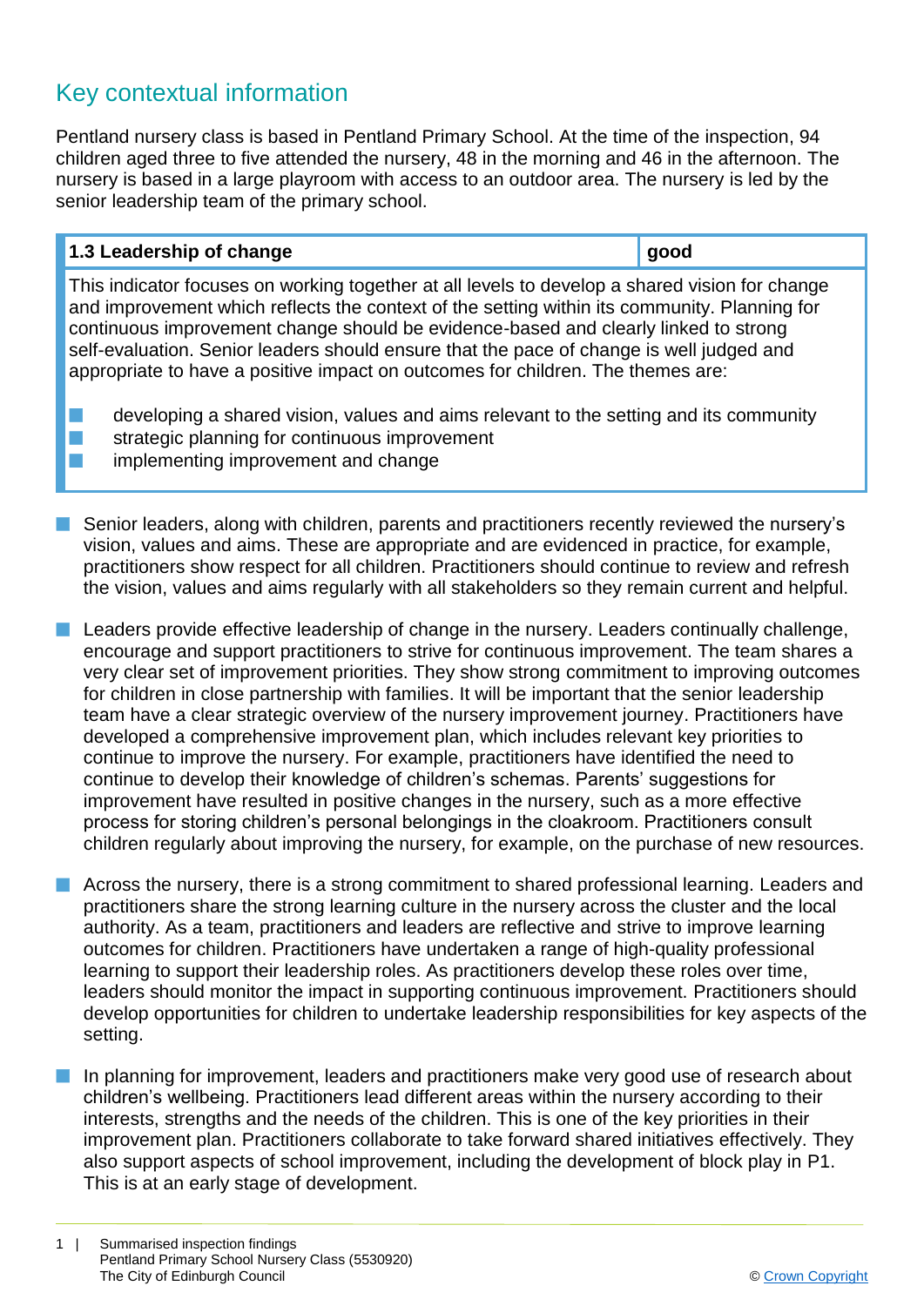## Key contextual information

Pentland nursery class is based in Pentland Primary School. At the time of the inspection, 94 children aged three to five attended the nursery, 48 in the morning and 46 in the afternoon. The nursery is based in a large playroom with access to an outdoor area. The nursery is led by the senior leadership team of the primary school.

| **1.3 Leadership of change** | **good** |
|---|---|
| This indicator focuses on working together at all levels to develop a shared vision for change and improvement which reflects the context of the setting within its community. Planning for continuous improvement change should be evidence-based and clearly linked to strong self-evaluation. Senior leaders should ensure that the pace of change is well judged and appropriate to have a positive impact on outcomes for children. The themes are: <br> ■ developing a shared vision, values and aims relevant to the setting and its community <br> ■ strategic planning for continuous improvement <br> ■ implementing improvement and change | |

- Senior leaders, along with children, parents and practitioners recently reviewed the nursery's vision, values and aims. These are appropriate and are evidenced in practice, for example, practitioners show respect for all children. Practitioners should continue to review and refresh the vision, values and aims regularly with all stakeholders so they remain current and helpful.

- Leaders provide effective leadership of change in the nursery. Leaders continually challenge, encourage and support practitioners to strive for continuous improvement. The team shares a very clear set of improvement priorities. They show strong commitment to improving outcomes for children in close partnership with families. It will be important that the senior leadership team have a clear strategic overview of the nursery improvement journey. Practitioners have developed a comprehensive improvement plan, which includes relevant key priorities to continue to improve the nursery. For example, practitioners have identified the need to continue to develop their knowledge of children's schemas. Parents' suggestions for improvement have resulted in positive changes in the nursery, such as a more effective process for storing children's personal belongings in the cloakroom. Practitioners consult children regularly about improving the nursery, for example, on the purchase of new resources.

- Across the nursery, there is a strong commitment to shared professional learning. Leaders and practitioners share the strong learning culture in the nursery across the cluster and the local authority. As a team, practitioners and leaders are reflective and strive to improve learning outcomes for children. Practitioners have undertaken a range of high-quality professional learning to support their leadership roles. As practitioners develop these roles over time, leaders should monitor the impact in supporting continuous improvement. Practitioners should develop opportunities for children to undertake leadership responsibilities for key aspects of the setting.

- In planning for improvement, leaders and practitioners make very good use of research about children's wellbeing. Practitioners lead different areas within the nursery according to their interests, strengths and the needs of the children. This is one of the key priorities in their improvement plan. Practitioners collaborate to take forward shared initiatives effectively. They also support aspects of school improvement, including the development of block play in P1. This is at an early stage of development.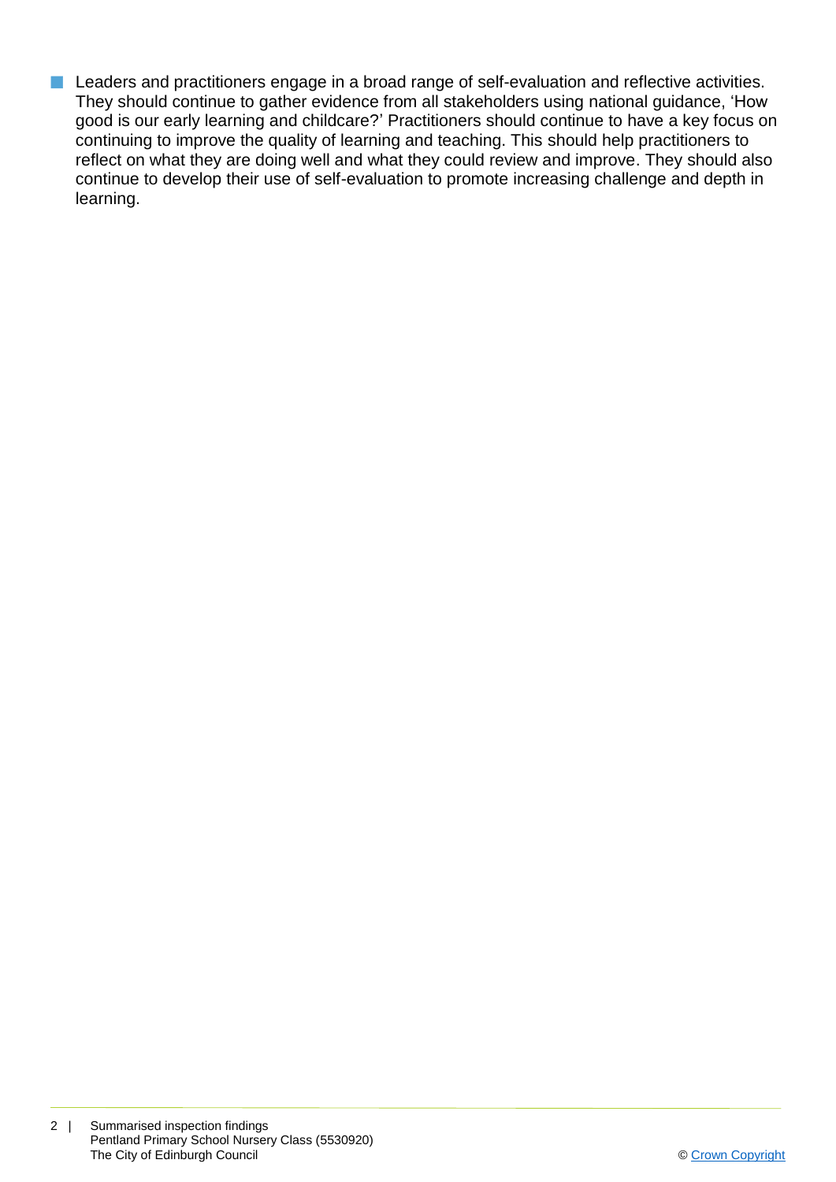- Leaders and practitioners engage in a broad range of self-evaluation and reflective activities. They should continue to gather evidence from all stakeholders using national guidance, 'How good is our early learning and childcare?' Practitioners should continue to have a key focus on continuing to improve the quality of learning and teaching. This should help practitioners to reflect on what they are doing well and what they could review and improve. They should also continue to develop their use of self-evaluation to promote increasing challenge and depth in learning.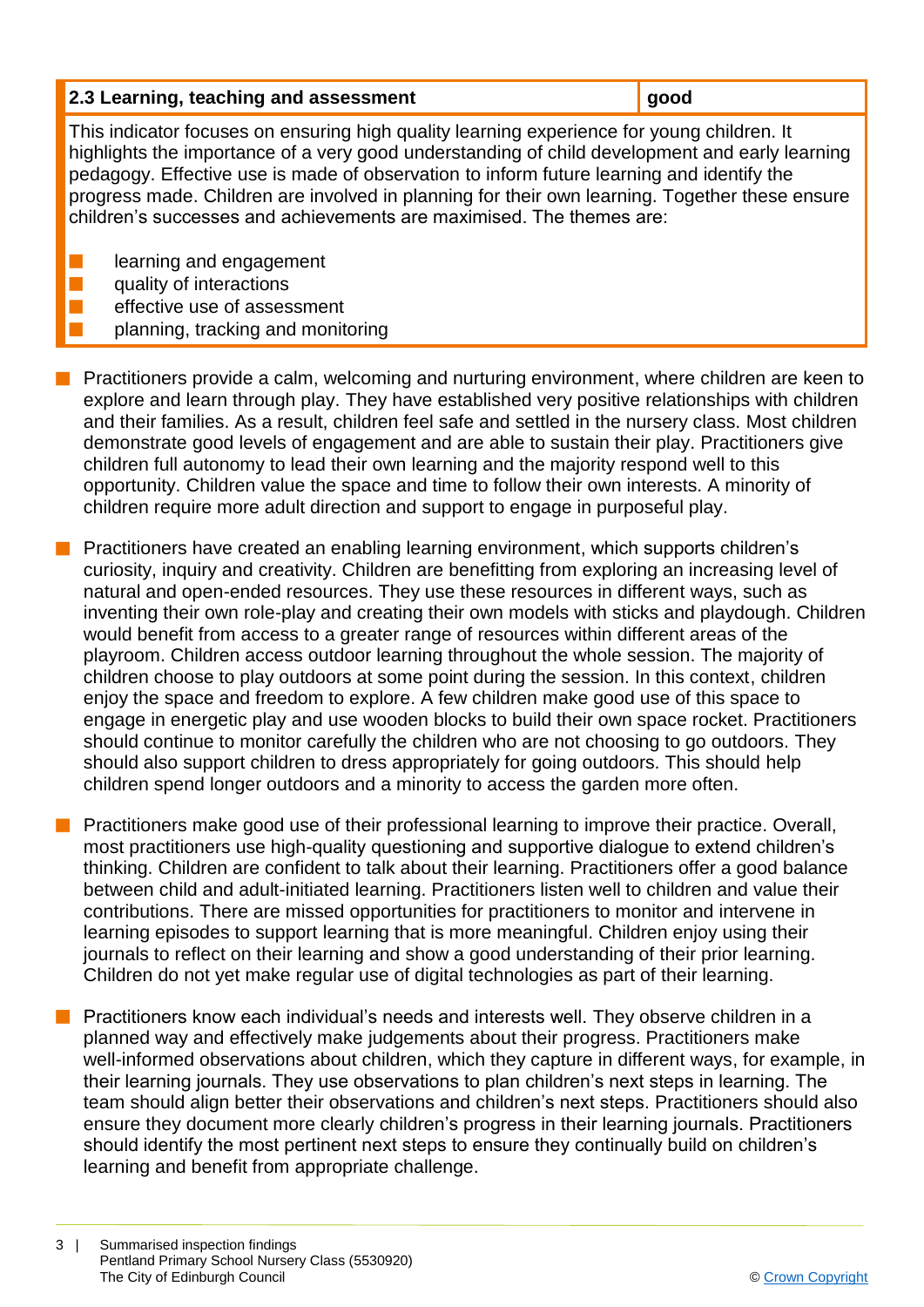| 2.3 Learning, teaching and assessment | good |
| --- | --- |

This indicator focuses on ensuring high quality learning experience for young children. It highlights the importance of a very good understanding of child development and early learning pedagogy. Effective use is made of observation to inform future learning and identify the progress made. Children are involved in planning for their own learning. Together these ensure children's successes and achievements are maximised. The themes are:

- learning and engagement
- quality of interactions
- effective use of assessment
- planning, tracking and monitoring

- Practitioners provide a calm, welcoming and nurturing environment, where children are keen to explore and learn through play. They have established very positive relationships with children and their families. As a result, children feel safe and settled in the nursery class. Most children demonstrate good levels of engagement and are able to sustain their play. Practitioners give children full autonomy to lead their own learning and the majority respond well to this opportunity. Children value the space and time to follow their own interests. A minority of children require more adult direction and support to engage in purposeful play.

- Practitioners have created an enabling learning environment, which supports children's curiosity, inquiry and creativity. Children are benefitting from exploring an increasing level of natural and open-ended resources. They use these resources in different ways, such as inventing their own role-play and creating their own models with sticks and playdough. Children would benefit from access to a greater range of resources within different areas of the playroom. Children access outdoor learning throughout the whole session. The majority of children choose to play outdoors at some point during the session. In this context, children enjoy the space and freedom to explore. A few children make good use of this space to engage in energetic play and use wooden blocks to build their own space rocket. Practitioners should continue to monitor carefully the children who are not choosing to go outdoors. They should also support children to dress appropriately for going outdoors. This should help children spend longer outdoors and a minority to access the garden more often.

- Practitioners make good use of their professional learning to improve their practice. Overall, most practitioners use high-quality questioning and supportive dialogue to extend children's thinking. Children are confident to talk about their learning. Practitioners offer a good balance between child and adult-initiated learning. Practitioners listen well to children and value their contributions. There are missed opportunities for practitioners to monitor and intervene in learning episodes to support learning that is more meaningful. Children enjoy using their journals to reflect on their learning and show a good understanding of their prior learning. Children do not yet make regular use of digital technologies as part of their learning.

- Practitioners know each individual's needs and interests well. They observe children in a planned way and effectively make judgements about their progress. Practitioners make well-informed observations about children, which they capture in different ways, for example, in their learning journals. They use observations to plan children's next steps in learning. The team should align better their observations and children's next steps. Practitioners should also ensure they document more clearly children's progress in their learning journals. Practitioners should identify the most pertinent next steps to ensure they continually build on children's learning and benefit from appropriate challenge.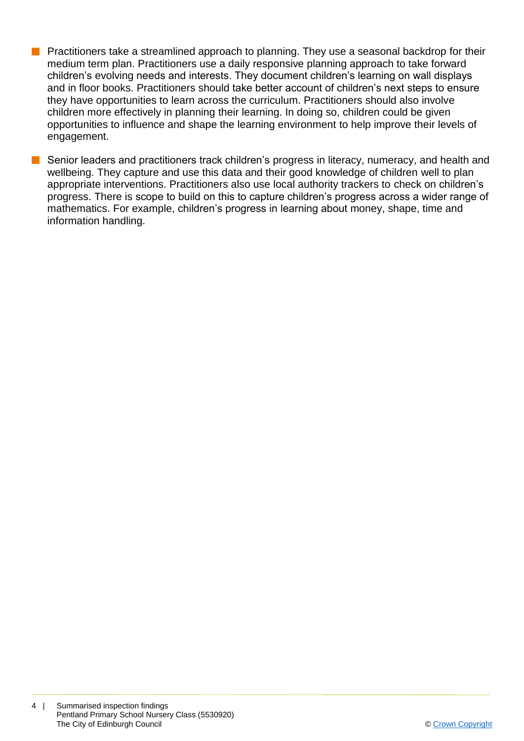- Practitioners take a streamlined approach to planning. They use a seasonal backdrop for their medium term plan. Practitioners use a daily responsive planning approach to take forward children's evolving needs and interests. They document children's learning on wall displays and in floor books. Practitioners should take better account of children's next steps to ensure they have opportunities to learn across the curriculum. Practitioners should also involve children more effectively in planning their learning. In doing so, children could be given opportunities to influence and shape the learning environment to help improve their levels of engagement.
- Senior leaders and practitioners track children's progress in literacy, numeracy, and health and wellbeing. They capture and use this data and their good knowledge of children well to plan appropriate interventions. Practitioners also use local authority trackers to check on children's progress. There is scope to build on this to capture children's progress across a wider range of mathematics. For example, children's progress in learning about money, shape, time and information handling.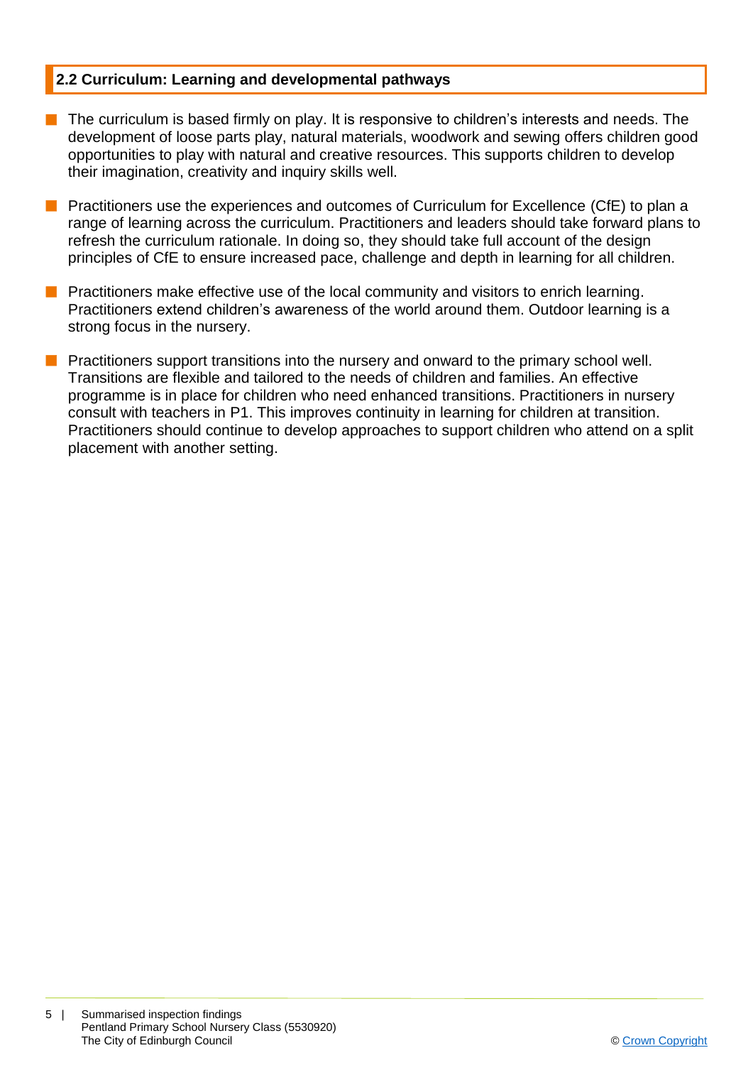## 2.2 Curriculum: Learning and developmental pathways

- The curriculum is based firmly on play. It is responsive to children's interests and needs. The development of loose parts play, natural materials, woodwork and sewing offers children good opportunities to play with natural and creative resources. This supports children to develop their imagination, creativity and inquiry skills well.
- Practitioners use the experiences and outcomes of Curriculum for Excellence (CfE) to plan a range of learning across the curriculum. Practitioners and leaders should take forward plans to refresh the curriculum rationale. In doing so, they should take full account of the design principles of CfE to ensure increased pace, challenge and depth in learning for all children.
- Practitioners make effective use of the local community and visitors to enrich learning. Practitioners extend children's awareness of the world around them. Outdoor learning is a strong focus in the nursery.
- Practitioners support transitions into the nursery and onward to the primary school well. Transitions are flexible and tailored to the needs of children and families. An effective programme is in place for children who need enhanced transitions. Practitioners in nursery consult with teachers in P1. This improves continuity in learning for children at transition. Practitioners should continue to develop approaches to support children who attend on a split placement with another setting.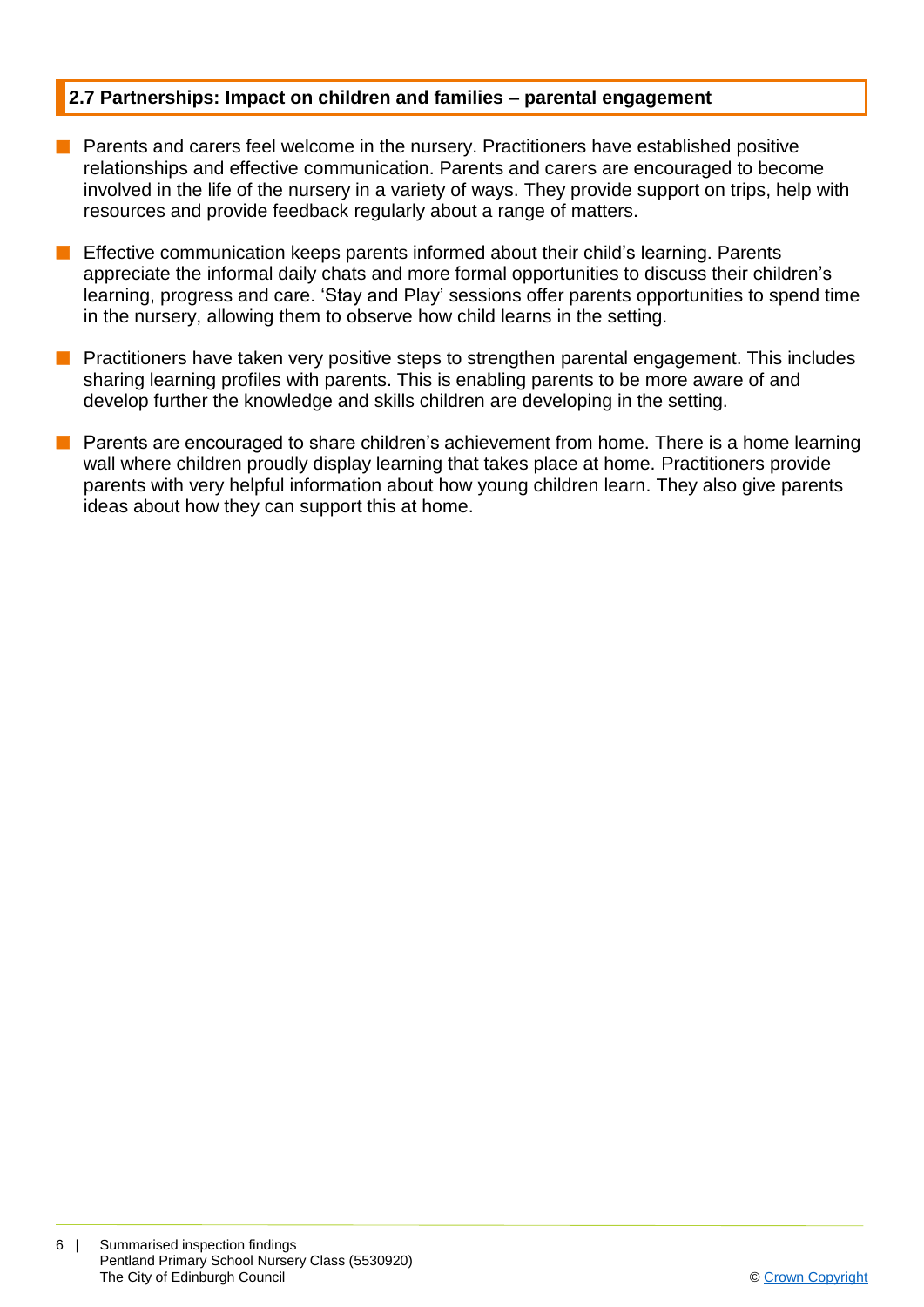## 2.7 Partnerships: Impact on children and families – parental engagement

- Parents and carers feel welcome in the nursery. Practitioners have established positive relationships and effective communication. Parents and carers are encouraged to become involved in the life of the nursery in a variety of ways. They provide support on trips, help with resources and provide feedback regularly about a range of matters.
- Effective communication keeps parents informed about their child's learning. Parents appreciate the informal daily chats and more formal opportunities to discuss their children's learning, progress and care. 'Stay and Play' sessions offer parents opportunities to spend time in the nursery, allowing them to observe how child learns in the setting.
- Practitioners have taken very positive steps to strengthen parental engagement. This includes sharing learning profiles with parents. This is enabling parents to be more aware of and develop further the knowledge and skills children are developing in the setting.
- Parents are encouraged to share children's achievement from home. There is a home learning wall where children proudly display learning that takes place at home. Practitioners provide parents with very helpful information about how young children learn. They also give parents ideas about how they can support this at home.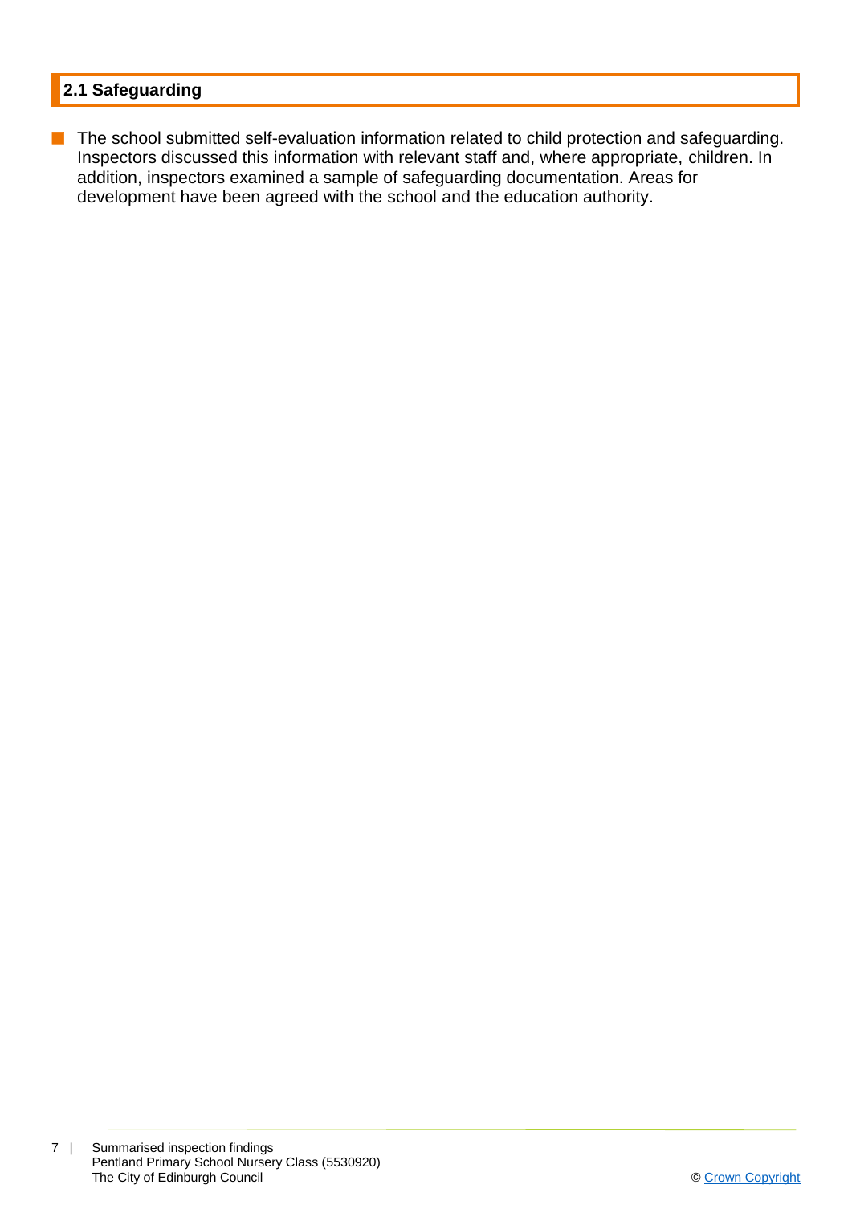## 2.1 Safeguarding

- The school submitted self-evaluation information related to child protection and safeguarding. Inspectors discussed this information with relevant staff and, where appropriate, children. In addition, inspectors examined a sample of safeguarding documentation. Areas for development have been agreed with the school and the education authority.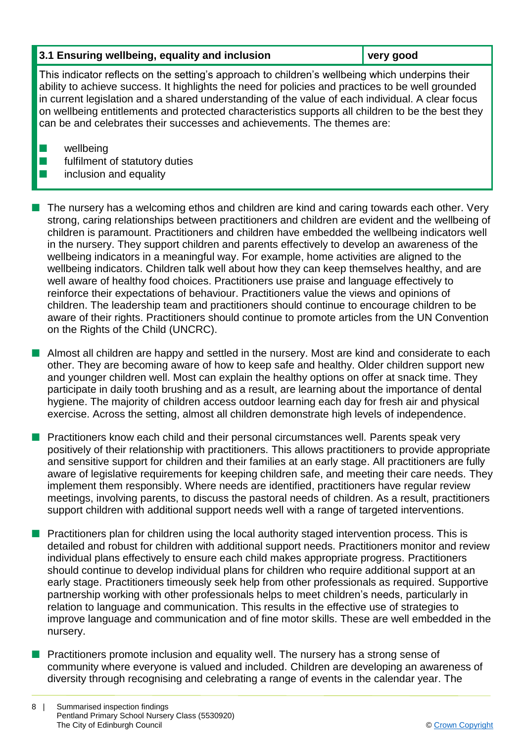| 3.1 Ensuring wellbeing, equality and inclusion | very good |
| --- | --- |

This indicator reflects on the setting's approach to children's wellbeing which underpins their ability to achieve success. It highlights the need for policies and practices to be well grounded in current legislation and a shared understanding of the value of each individual. A clear focus on wellbeing entitlements and protected characteristics supports all children to be the best they can be and celebrates their successes and achievements. The themes are:

- wellbeing
- fulfilment of statutory duties
- inclusion and equality

- The nursery has a welcoming ethos and children are kind and caring towards each other. Very strong, caring relationships between practitioners and children are evident and the wellbeing of children is paramount. Practitioners and children have embedded the wellbeing indicators well in the nursery. They support children and parents effectively to develop an awareness of the wellbeing indicators in a meaningful way. For example, home activities are aligned to the wellbeing indicators. Children talk well about how they can keep themselves healthy, and are well aware of healthy food choices. Practitioners use praise and language effectively to reinforce their expectations of behaviour. Practitioners value the views and opinions of children. The leadership team and practitioners should continue to encourage children to be aware of their rights. Practitioners should continue to promote articles from the UN Convention on the Rights of the Child (UNCRC).

- Almost all children are happy and settled in the nursery. Most are kind and considerate to each other. They are becoming aware of how to keep safe and healthy. Older children support new and younger children well. Most can explain the healthy options on offer at snack time. They participate in daily tooth brushing and as a result, are learning about the importance of dental hygiene. The majority of children access outdoor learning each day for fresh air and physical exercise. Across the setting, almost all children demonstrate high levels of independence.

- Practitioners know each child and their personal circumstances well. Parents speak very positively of their relationship with practitioners. This allows practitioners to provide appropriate and sensitive support for children and their families at an early stage. All practitioners are fully aware of legislative requirements for keeping children safe, and meeting their care needs. They implement them responsibly. Where needs are identified, practitioners have regular review meetings, involving parents, to discuss the pastoral needs of children. As a result, practitioners support children with additional support needs well with a range of targeted interventions.

- Practitioners plan for children using the local authority staged intervention process. This is detailed and robust for children with additional support needs. Practitioners monitor and review individual plans effectively to ensure each child makes appropriate progress. Practitioners should continue to develop individual plans for children who require additional support at an early stage. Practitioners timeously seek help from other professionals as required. Supportive partnership working with other professionals helps to meet children's needs, particularly in relation to language and communication. This results in the effective use of strategies to improve language and communication and of fine motor skills. These are well embedded in the nursery.

- Practitioners promote inclusion and equality well. The nursery has a strong sense of community where everyone is valued and included. Children are developing an awareness of diversity through recognising and celebrating a range of events in the calendar year. The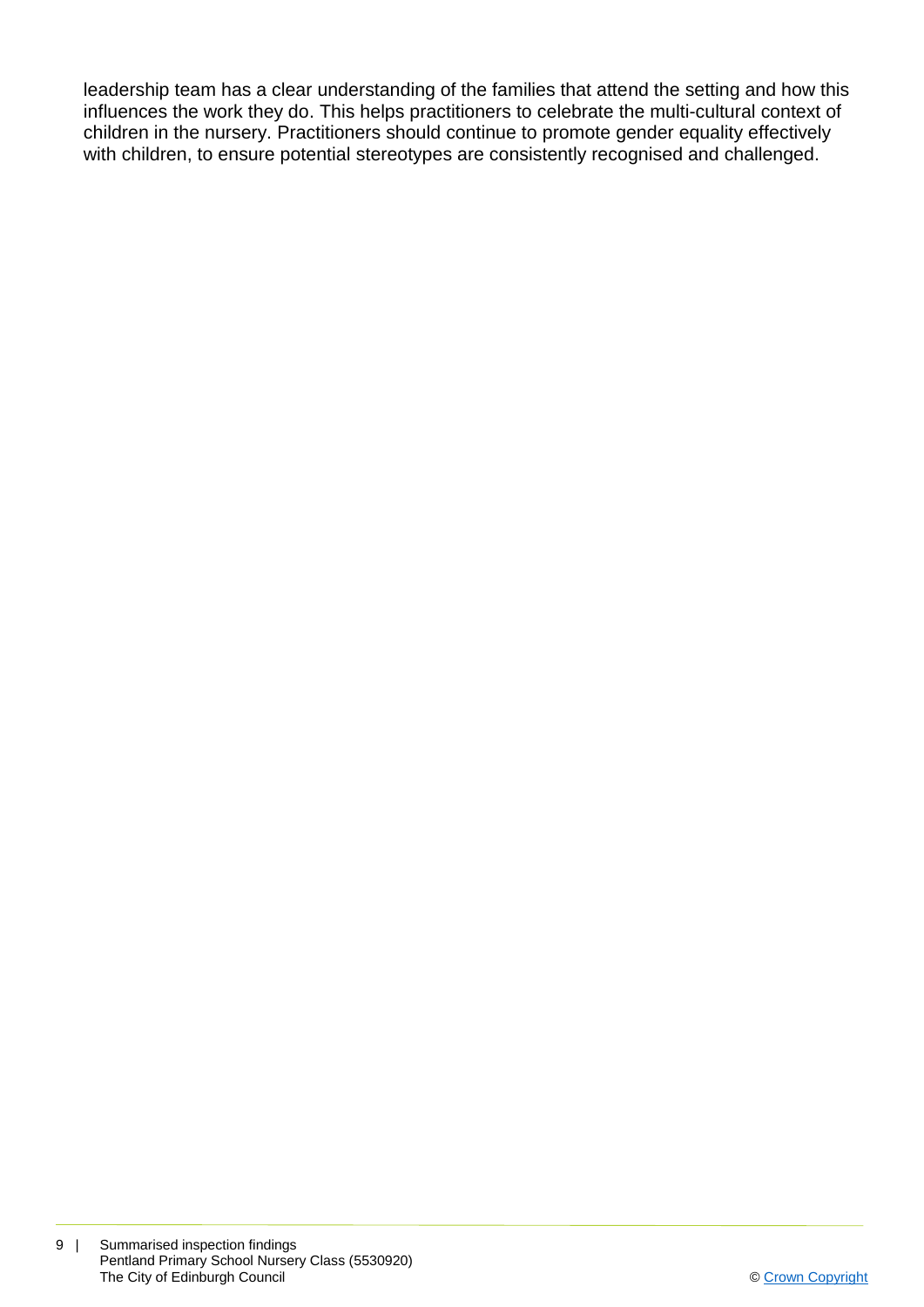leadership team has a clear understanding of the families that attend the setting and how this influences the work they do. This helps practitioners to celebrate the multi-cultural context of children in the nursery. Practitioners should continue to promote gender equality effectively with children, to ensure potential stereotypes are consistently recognised and challenged.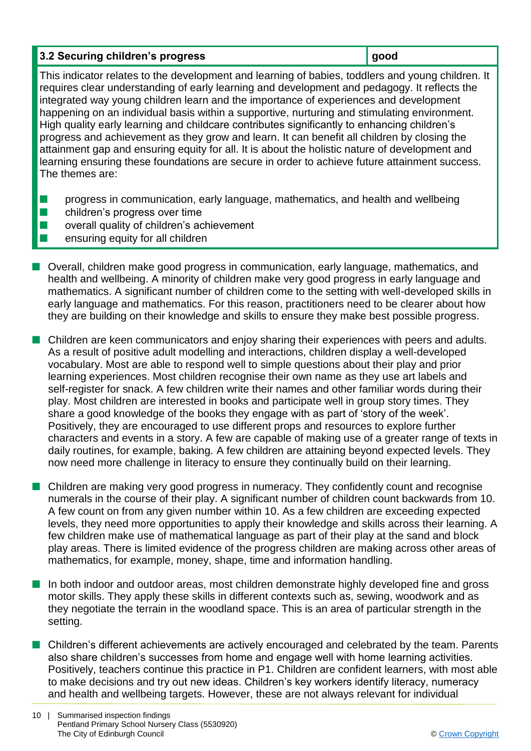| 3.2 Securing children's progress | good |
| --- | --- |

This indicator relates to the development and learning of babies, toddlers and young children. It requires clear understanding of early learning and development and pedagogy. It reflects the integrated way young children learn and the importance of experiences and development happening on an individual basis within a supportive, nurturing and stimulating environment. High quality early learning and childcare contributes significantly to enhancing children's progress and achievement as they grow and learn. It can benefit all children by closing the attainment gap and ensuring equity for all. It is about the holistic nature of development and learning ensuring these foundations are secure in order to achieve future attainment success. The themes are:

- progress in communication, early language, mathematics, and health and wellbeing
- children's progress over time
- overall quality of children's achievement
- ensuring equity for all children

- Overall, children make good progress in communication, early language, mathematics, and health and wellbeing. A minority of children make very good progress in early language and mathematics. A significant number of children come to the setting with well-developed skills in early language and mathematics. For this reason, practitioners need to be clearer about how they are building on their knowledge and skills to ensure they make best possible progress.

- Children are keen communicators and enjoy sharing their experiences with peers and adults. As a result of positive adult modelling and interactions, children display a well-developed vocabulary. Most are able to respond well to simple questions about their play and prior learning experiences. Most children recognise their own name as they use art labels and self-register for snack. A few children write their names and other familiar words during their play. Most children are interested in books and participate well in group story times. They share a good knowledge of the books they engage with as part of 'story of the week'. Positively, they are encouraged to use different props and resources to explore further characters and events in a story. A few are capable of making use of a greater range of texts in daily routines, for example, baking. A few children are attaining beyond expected levels. They now need more challenge in literacy to ensure they continually build on their learning.

- Children are making very good progress in numeracy. They confidently count and recognise numerals in the course of their play. A significant number of children count backwards from 10. A few count on from any given number within 10. As a few children are exceeding expected levels, they need more opportunities to apply their knowledge and skills across their learning. A few children make use of mathematical language as part of their play at the sand and block play areas. There is limited evidence of the progress children are making across other areas of mathematics, for example, money, shape, time and information handling.

- In both indoor and outdoor areas, most children demonstrate highly developed fine and gross motor skills. They apply these skills in different contexts such as, sewing, woodwork and as they negotiate the terrain in the woodland space. This is an area of particular strength in the setting.

- Children's different achievements are actively encouraged and celebrated by the team. Parents also share children's successes from home and engage well with home learning activities. Positively, teachers continue this practice in P1. Children are confident learners, with most able to make decisions and try out new ideas. Children's key workers identify literacy, numeracy and health and wellbeing targets. However, these are not always relevant for individual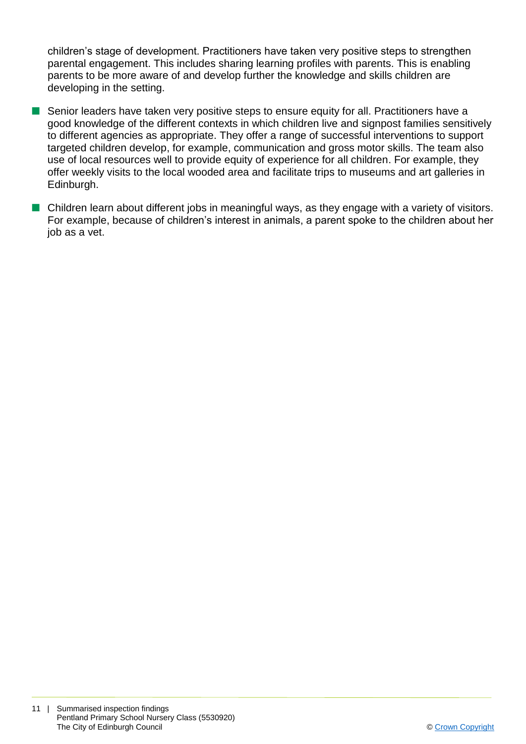children's stage of development. Practitioners have taken very positive steps to strengthen parental engagement. This includes sharing learning profiles with parents. This is enabling parents to be more aware of and develop further the knowledge and skills children are developing in the setting.

- Senior leaders have taken very positive steps to ensure equity for all. Practitioners have a good knowledge of the different contexts in which children live and signpost families sensitively to different agencies as appropriate. They offer a range of successful interventions to support targeted children develop, for example, communication and gross motor skills. The team also use of local resources well to provide equity of experience for all children. For example, they offer weekly visits to the local wooded area and facilitate trips to museums and art galleries in Edinburgh.
- Children learn about different jobs in meaningful ways, as they engage with a variety of visitors. For example, because of children's interest in animals, a parent spoke to the children about her job as a vet.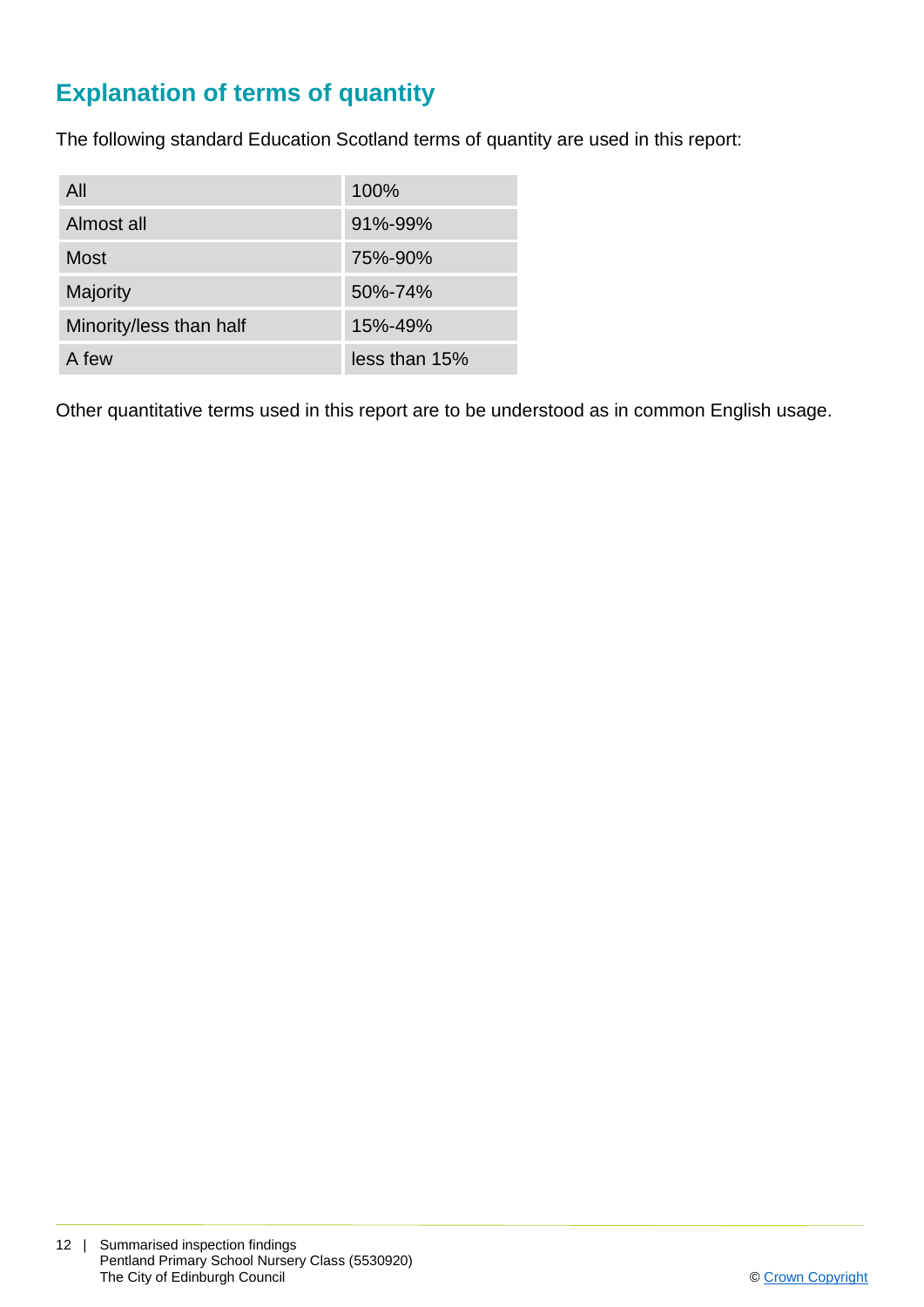## Explanation of terms of quantity

The following standard Education Scotland terms of quantity are used in this report:

| | |
|---|---|
| All | 100% |
| Almost all | 91%-99% |
| Most | 75%-90% |
| Majority | 50%-74% |
| Minority/less than half | 15%-49% |
| A few | less than 15% |

Other quantitative terms used in this report are to be understood as in common English usage.